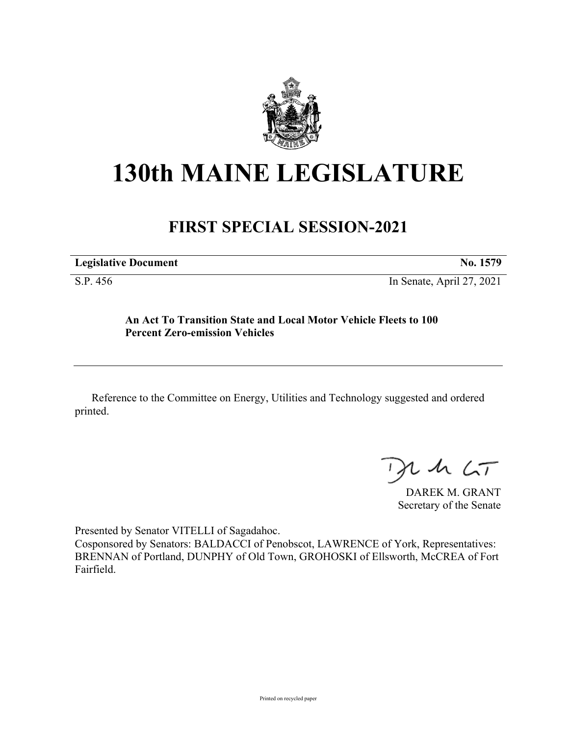# 130th MAINE LEGISLATURE

## FIRST SPECIAL SESSION-2021

| **Legislative Document** | **No. 1579** |
|---|---|
| S.P. 456 | In Senate, April 27, 2021 |

**An Act To Transition State and Local Motor Vehicle Fleets to 100 Percent Zero-emission Vehicles**

Reference to the Committee on Energy, Utilities and Technology suggested and ordered printed.

DAREK M. GRANT
Secretary of the Senate

Presented by Senator VITELLI of Sagadahoc.
Cosponsored by Senators: BALDACCI of Penobscot, LAWRENCE of York, Representatives: BRENNAN of Portland, DUNPHY of Old Town, GROHOSKI of Ellsworth, McCREA of Fort Fairfield.

Printed on recycled paper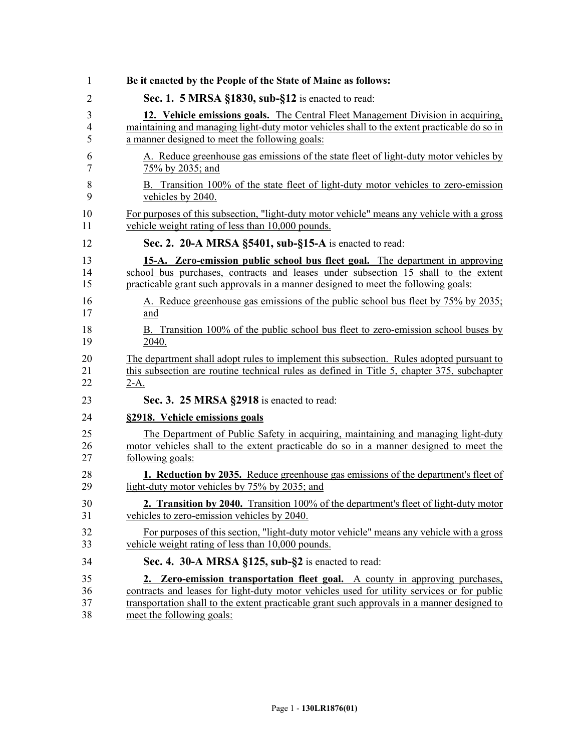**Be it enacted by the People of the State of Maine as follows:**

**Sec. 1. 5 MRSA §1830, sub-§12** is enacted to read:

**12. Vehicle emissions goals.** The Central Fleet Management Division in acquiring, maintaining and managing light-duty motor vehicles shall to the extent practicable do so in a manner designed to meet the following goals:

A. Reduce greenhouse gas emissions of the state fleet of light-duty motor vehicles by 75% by 2035; and

B. Transition 100% of the state fleet of light-duty motor vehicles to zero-emission vehicles by 2040.

For purposes of this subsection, "light-duty motor vehicle" means any vehicle with a gross vehicle weight rating of less than 10,000 pounds.

**Sec. 2. 20-A MRSA §5401, sub-§15-A** is enacted to read:

**15-A. Zero-emission public school bus fleet goal.** The department in approving school bus purchases, contracts and leases under subsection 15 shall to the extent practicable grant such approvals in a manner designed to meet the following goals:

A. Reduce greenhouse gas emissions of the public school bus fleet by 75% by 2035; and

B. Transition 100% of the public school bus fleet to zero-emission school buses by 2040.

The department shall adopt rules to implement this subsection. Rules adopted pursuant to this subsection are routine technical rules as defined in Title 5, chapter 375, subchapter 2-A.

**Sec. 3. 25 MRSA §2918** is enacted to read:

**§2918. Vehicle emissions goals**

The Department of Public Safety in acquiring, maintaining and managing light-duty motor vehicles shall to the extent practicable do so in a manner designed to meet the following goals:

**1. Reduction by 2035.** Reduce greenhouse gas emissions of the department's fleet of light-duty motor vehicles by 75% by 2035; and

**2. Transition by 2040.** Transition 100% of the department's fleet of light-duty motor vehicles to zero-emission vehicles by 2040.

For purposes of this section, "light-duty motor vehicle" means any vehicle with a gross vehicle weight rating of less than 10,000 pounds.

**Sec. 4. 30-A MRSA §125, sub-§2** is enacted to read:

**2. Zero-emission transportation fleet goal.** A county in approving purchases, contracts and leases for light-duty motor vehicles used for utility services or for public transportation shall to the extent practicable grant such approvals in a manner designed to meet the following goals: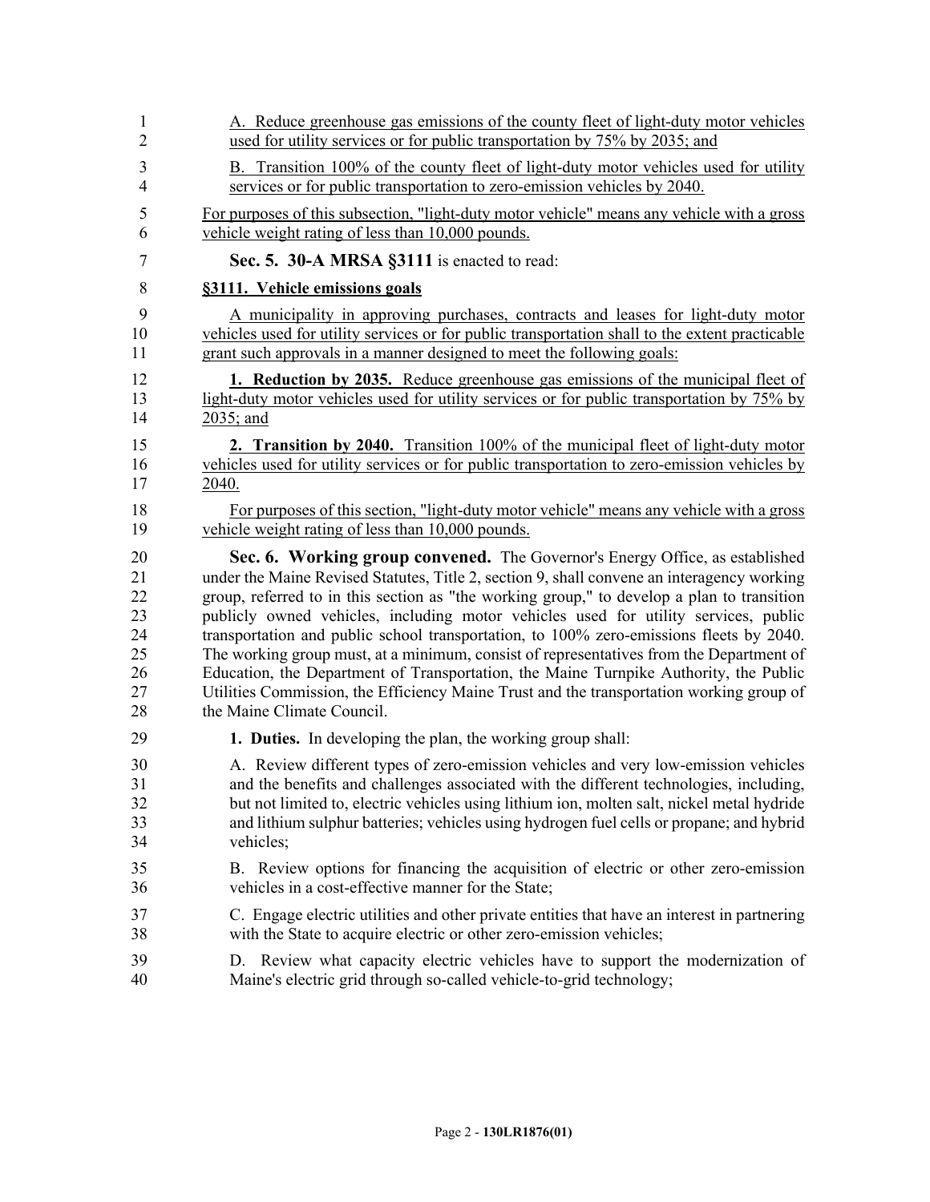A. Reduce greenhouse gas emissions of the county fleet of light-duty motor vehicles used for utility services or for public transportation by 75% by 2035; and

B. Transition 100% of the county fleet of light-duty motor vehicles used for utility services or for public transportation to zero-emission vehicles by 2040.

For purposes of this subsection, "light-duty motor vehicle" means any vehicle with a gross vehicle weight rating of less than 10,000 pounds.

**Sec. 5. 30-A MRSA §3111** is enacted to read:

**§3111. Vehicle emissions goals**

A municipality in approving purchases, contracts and leases for light-duty motor vehicles used for utility services or for public transportation shall to the extent practicable grant such approvals in a manner designed to meet the following goals:

**1. Reduction by 2035.** Reduce greenhouse gas emissions of the municipal fleet of light-duty motor vehicles used for utility services or for public transportation by 75% by 2035; and

**2. Transition by 2040.** Transition 100% of the municipal fleet of light-duty motor vehicles used for utility services or for public transportation to zero-emission vehicles by 2040.

For purposes of this section, "light-duty motor vehicle" means any vehicle with a gross vehicle weight rating of less than 10,000 pounds.

**Sec. 6. Working group convened.** The Governor's Energy Office, as established under the Maine Revised Statutes, Title 2, section 9, shall convene an interagency working group, referred to in this section as "the working group," to develop a plan to transition publicly owned vehicles, including motor vehicles used for utility services, public transportation and public school transportation, to 100% zero-emissions fleets by 2040. The working group must, at a minimum, consist of representatives from the Department of Education, the Department of Transportation, the Maine Turnpike Authority, the Public Utilities Commission, the Efficiency Maine Trust and the transportation working group of the Maine Climate Council.

**1. Duties.** In developing the plan, the working group shall:

A. Review different types of zero-emission vehicles and very low-emission vehicles and the benefits and challenges associated with the different technologies, including, but not limited to, electric vehicles using lithium ion, molten salt, nickel metal hydride and lithium sulphur batteries; vehicles using hydrogen fuel cells or propane; and hybrid vehicles;

B. Review options for financing the acquisition of electric or other zero-emission vehicles in a cost-effective manner for the State;

C. Engage electric utilities and other private entities that have an interest in partnering with the State to acquire electric or other zero-emission vehicles;

D. Review what capacity electric vehicles have to support the modernization of Maine's electric grid through so-called vehicle-to-grid technology;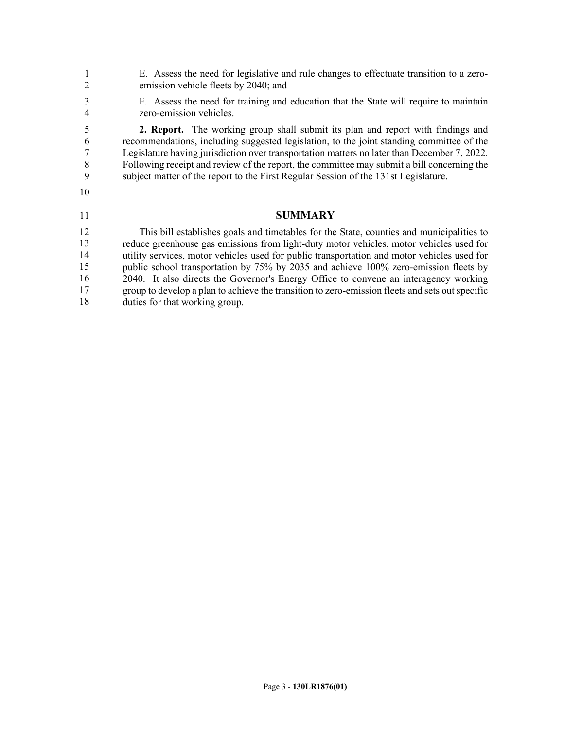E. Assess the need for legislative and rule changes to effectuate transition to a zero-emission vehicle fleets by 2040; and

F. Assess the need for training and education that the State will require to maintain zero-emission vehicles.

**2. Report.** The working group shall submit its plan and report with findings and recommendations, including suggested legislation, to the joint standing committee of the Legislature having jurisdiction over transportation matters no later than December 7, 2022. Following receipt and review of the report, the committee may submit a bill concerning the subject matter of the report to the First Regular Session of the 131st Legislature.

## SUMMARY

This bill establishes goals and timetables for the State, counties and municipalities to reduce greenhouse gas emissions from light-duty motor vehicles, motor vehicles used for utility services, motor vehicles used for public transportation and motor vehicles used for public school transportation by 75% by 2035 and achieve 100% zero-emission fleets by 2040. It also directs the Governor's Energy Office to convene an interagency working group to develop a plan to achieve the transition to zero-emission fleets and sets out specific duties for that working group.